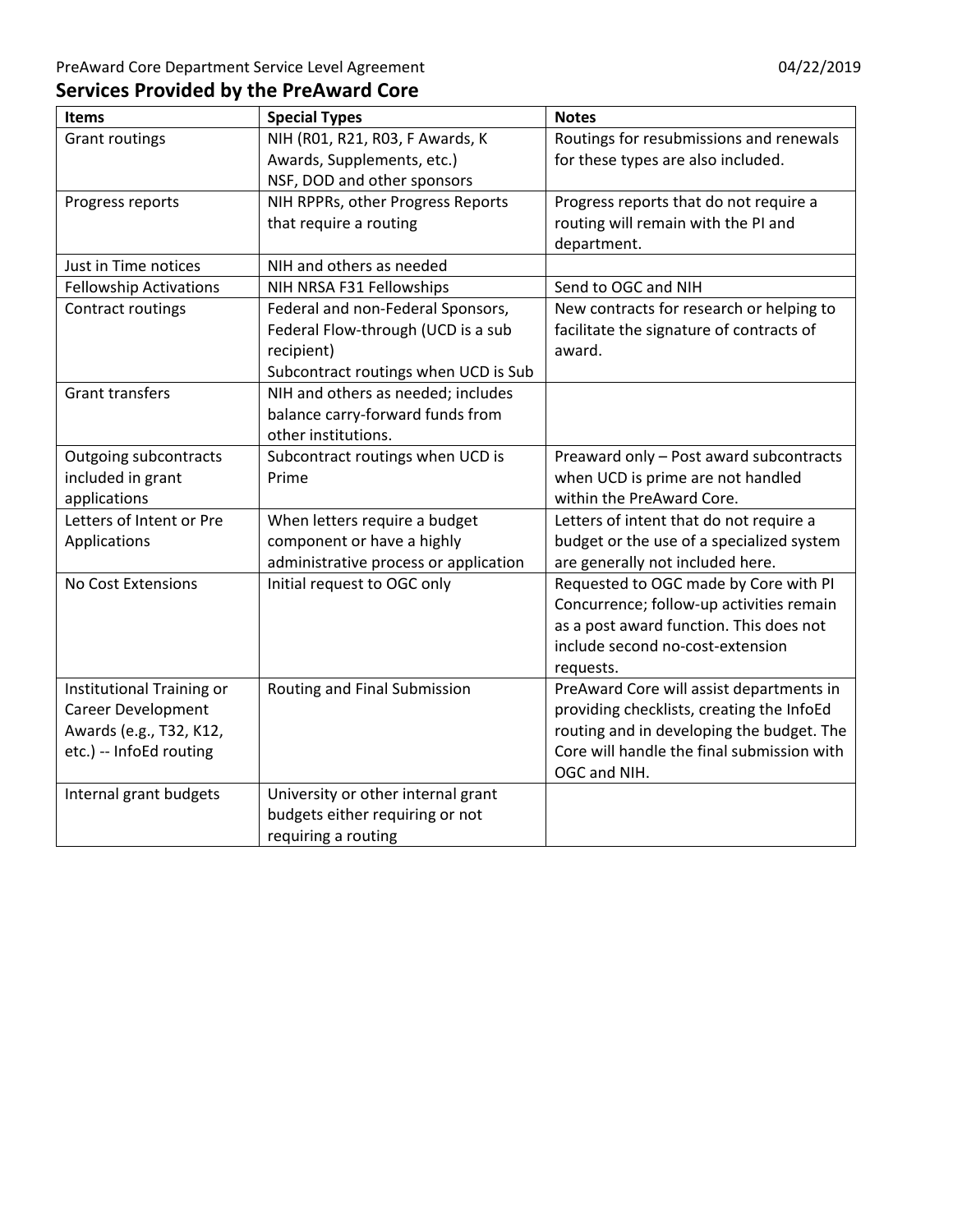PreAward Core Department Service Level Agreement 04/22/2019

## Services Provided by the PreAward Core

| Items | Special Types | Notes |
|---|---|---|
| Grant routings | NIH (R01, R21, R03, F Awards, K Awards, Supplements, etc.) NSF, DOD and other sponsors | Routings for resubmissions and renewals for these types are also included. |
| Progress reports | NIH RPPRs, other Progress Reports that require a routing | Progress reports that do not require a routing will remain with the PI and department. |
| Just in Time notices | NIH and others as needed | |
| Fellowship Activations | NIH NRSA F31 Fellowships | Send to OGC and NIH |
| Contract routings | Federal and non-Federal Sponsors, Federal Flow-through (UCD is a sub recipient) Subcontract routings when UCD is Sub | New contracts for research or helping to facilitate the signature of contracts of award. |
| Grant transfers | NIH and others as needed; includes balance carry-forward funds from other institutions. | |
| Outgoing subcontracts included in grant applications | Subcontract routings when UCD is Prime | Preaward only – Post award subcontracts when UCD is prime are not handled within the PreAward Core. |
| Letters of Intent or Pre Applications | When letters require a budget component or have a highly administrative process or application | Letters of intent that do not require a budget or the use of a specialized system are generally not included here. |
| No Cost Extensions | Initial request to OGC only | Requested to OGC made by Core with PI Concurrence; follow-up activities remain as a post award function. This does not include second no-cost-extension requests. |
| Institutional Training or Career Development Awards (e.g., T32, K12, etc.) -- InfoEd routing | Routing and Final Submission | PreAward Core will assist departments in providing checklists, creating the InfoEd routing and in developing the budget. The Core will handle the final submission with OGC and NIH. |
| Internal grant budgets | University or other internal grant budgets either requiring or not requiring a routing | |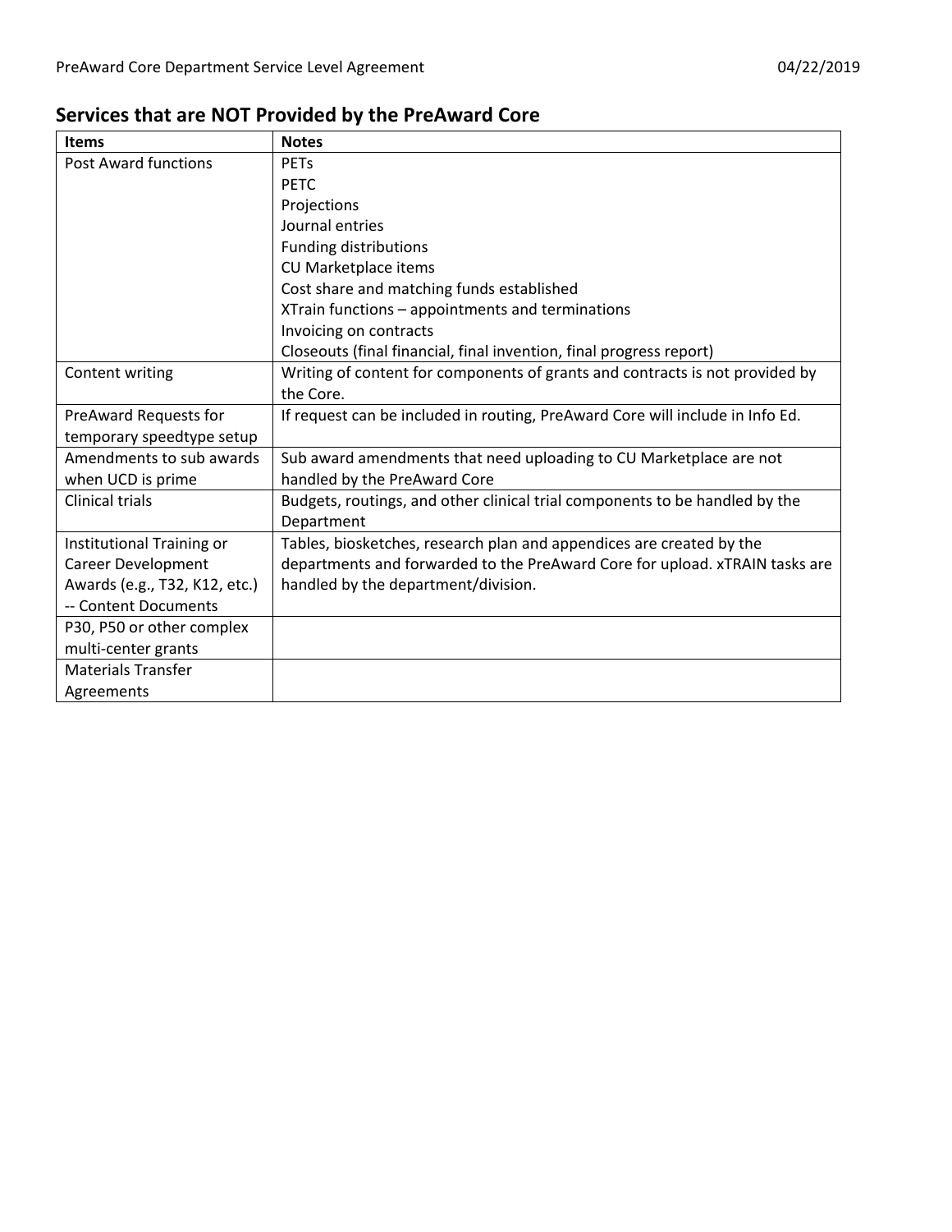## Services that are NOT Provided by the PreAward Core

| Items | Notes |
|---|---|
| Post Award functions | PETs<br>PETC<br>Projections<br>Journal entries<br>Funding distributions<br>CU Marketplace items<br>Cost share and matching funds established<br>XTrain functions – appointments and terminations<br>Invoicing on contracts<br>Closeouts (final financial, final invention, final progress report) |
| Content writing | Writing of content for components of grants and contracts is not provided by the Core. |
| PreAward Requests for temporary speedtype setup | If request can be included in routing, PreAward Core will include in Info Ed. |
| Amendments to sub awards when UCD is prime | Sub award amendments that need uploading to CU Marketplace are not handled by the PreAward Core |
| Clinical trials | Budgets, routings, and other clinical trial components to be handled by the Department |
| Institutional Training or Career Development Awards (e.g., T32, K12, etc.) -- Content Documents | Tables, biosketches, research plan and appendices are created by the departments and forwarded to the PreAward Core for upload. xTRAIN tasks are handled by the department/division. |
| P30, P50 or other complex multi-center grants | |
| Materials Transfer Agreements | |